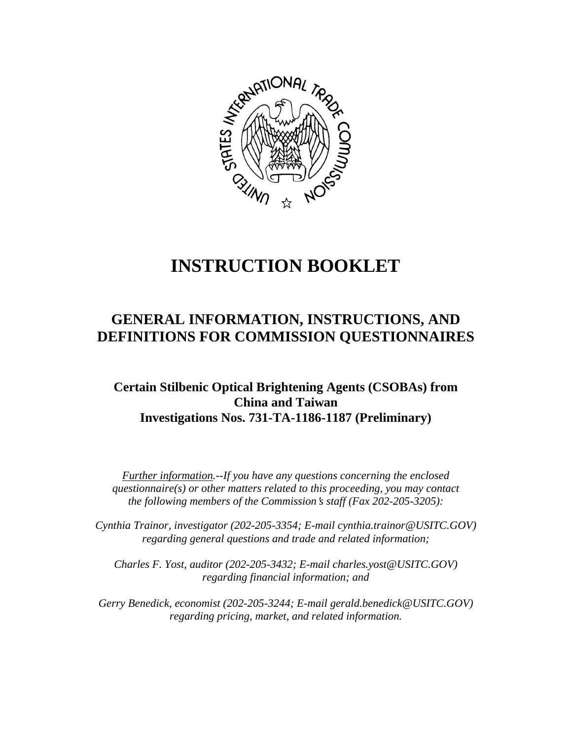# INSTRUCTION BOOKLET

## GENERAL INFORMATION, INSTRUCTIONS, AND DEFINITIONS FOR COMMISSION QUESTIONNAIRES

### Certain Stilbenic Optical Brightening Agents (CSOBAs) from China and Taiwan
### Investigations Nos. 731-TA-1186-1187 (Preliminary)

*Further information.--If you have any questions concerning the enclosed questionnaire(s) or other matters related to this proceeding, you may contact the following members of the Commission's staff (Fax 202-205-3205):*

*Cynthia Trainor, investigator (202-205-3354; E-mail cynthia.trainor@USITC.GOV) regarding general questions and trade and related information;*

*Charles F. Yost, auditor (202-205-3432; E-mail charles.yost@USITC.GOV) regarding financial information; and*

*Gerry Benedick, economist (202-205-3244; E-mail gerald.benedick@USITC.GOV) regarding pricing, market, and related information.*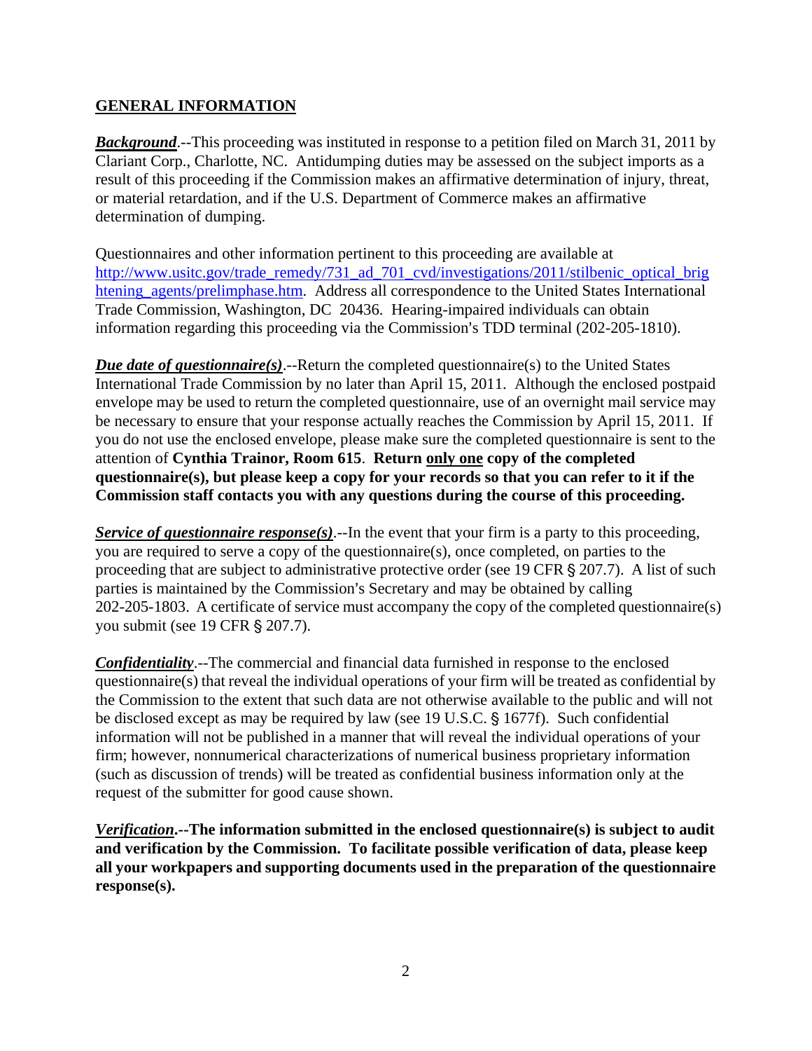## GENERAL INFORMATION

***Background***.--This proceeding was instituted in response to a petition filed on March 31, 2011 by Clariant Corp., Charlotte, NC. Antidumping duties may be assessed on the subject imports as a result of this proceeding if the Commission makes an affirmative determination of injury, threat, or material retardation, and if the U.S. Department of Commerce makes an affirmative determination of dumping.

Questionnaires and other information pertinent to this proceeding are available at http://www.usitc.gov/trade_remedy/731_ad_701_cvd/investigations/2011/stilbenic_optical_brightening_agents/prelimphase.htm. Address all correspondence to the United States International Trade Commission, Washington, DC 20436. Hearing-impaired individuals can obtain information regarding this proceeding via the Commission's TDD terminal (202-205-1810).

***Due date of questionnaire(s)***.--Return the completed questionnaire(s) to the United States International Trade Commission by no later than April 15, 2011. Although the enclosed postpaid envelope may be used to return the completed questionnaire, use of an overnight mail service may be necessary to ensure that your response actually reaches the Commission by April 15, 2011. If you do not use the enclosed envelope, please make sure the completed questionnaire is sent to the attention of **Cynthia Trainor, Room 615**. **Return only one copy of the completed questionnaire(s), but please keep a copy for your records so that you can refer to it if the Commission staff contacts you with any questions during the course of this proceeding.**

***Service of questionnaire response(s)***.--In the event that your firm is a party to this proceeding, you are required to serve a copy of the questionnaire(s), once completed, on parties to the proceeding that are subject to administrative protective order (see 19 CFR § 207.7). A list of such parties is maintained by the Commission's Secretary and may be obtained by calling 202-205-1803. A certificate of service must accompany the copy of the completed questionnaire(s) you submit (see 19 CFR § 207.7).

***Confidentiality***.--The commercial and financial data furnished in response to the enclosed questionnaire(s) that reveal the individual operations of your firm will be treated as confidential by the Commission to the extent that such data are not otherwise available to the public and will not be disclosed except as may be required by law (see 19 U.S.C. § 1677f). Such confidential information will not be published in a manner that will reveal the individual operations of your firm; however, nonnumerical characterizations of numerical business proprietary information (such as discussion of trends) will be treated as confidential business information only at the request of the submitter for good cause shown.

***Verification*.--The information submitted in the enclosed questionnaire(s) is subject to audit and verification by the Commission. To facilitate possible verification of data, please keep all your workpapers and supporting documents used in the preparation of the questionnaire response(s).**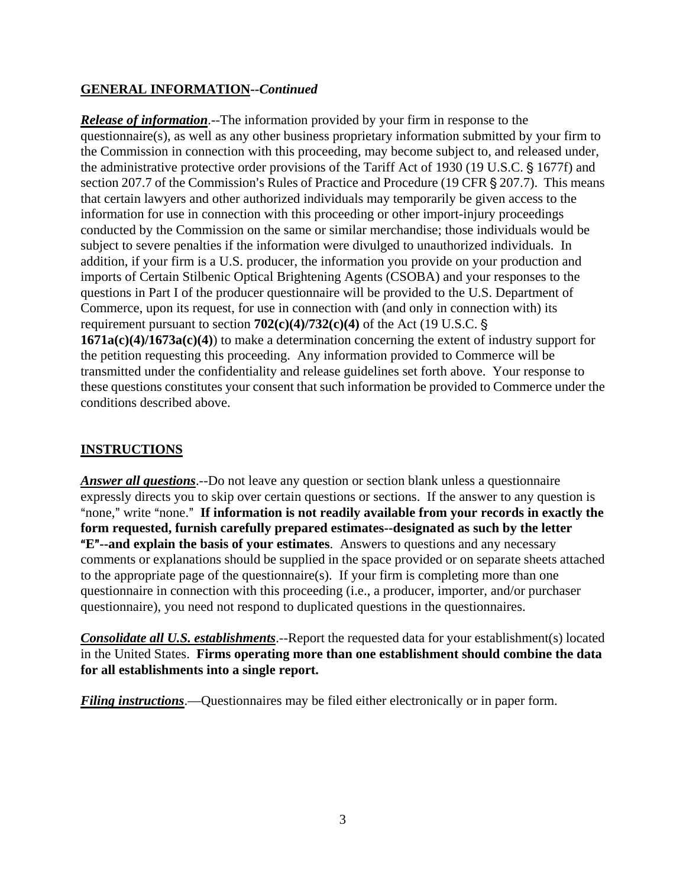## GENERAL INFORMATION--*Continued*

***Release of information***.--The information provided by your firm in response to the questionnaire(s), as well as any other business proprietary information submitted by your firm to the Commission in connection with this proceeding, may become subject to, and released under, the administrative protective order provisions of the Tariff Act of 1930 (19 U.S.C. § 1677f) and section 207.7 of the Commission's Rules of Practice and Procedure (19 CFR § 207.7). This means that certain lawyers and other authorized individuals may temporarily be given access to the information for use in connection with this proceeding or other import-injury proceedings conducted by the Commission on the same or similar merchandise; those individuals would be subject to severe penalties if the information were divulged to unauthorized individuals. In addition, if your firm is a U.S. producer, the information you provide on your production and imports of Certain Stilbenic Optical Brightening Agents (CSOBA) and your responses to the questions in Part I of the producer questionnaire will be provided to the U.S. Department of Commerce, upon its request, for use in connection with (and only in connection with) its requirement pursuant to section **702(c)(4)/732(c)(4)** of the Act (19 U.S.C. § **1671a(c)(4)/1673a(c)(4)**) to make a determination concerning the extent of industry support for the petition requesting this proceeding. Any information provided to Commerce will be transmitted under the confidentiality and release guidelines set forth above. Your response to these questions constitutes your consent that such information be provided to Commerce under the conditions described above.

## INSTRUCTIONS

***Answer all questions***.--Do not leave any question or section blank unless a questionnaire expressly directs you to skip over certain questions or sections. If the answer to any question is "none," write "none." **If information is not readily available from your records in exactly the form requested, furnish carefully prepared estimates--designated as such by the letter "E"--and explain the basis of your estimates**. Answers to questions and any necessary comments or explanations should be supplied in the space provided or on separate sheets attached to the appropriate page of the questionnaire(s). If your firm is completing more than one questionnaire in connection with this proceeding (i.e., a producer, importer, and/or purchaser questionnaire), you need not respond to duplicated questions in the questionnaires.

***Consolidate all U.S. establishments***.--Report the requested data for your establishment(s) located in the United States. **Firms operating more than one establishment should combine the data for all establishments into a single report.**

***Filing instructions***.—Questionnaires may be filed either electronically or in paper form.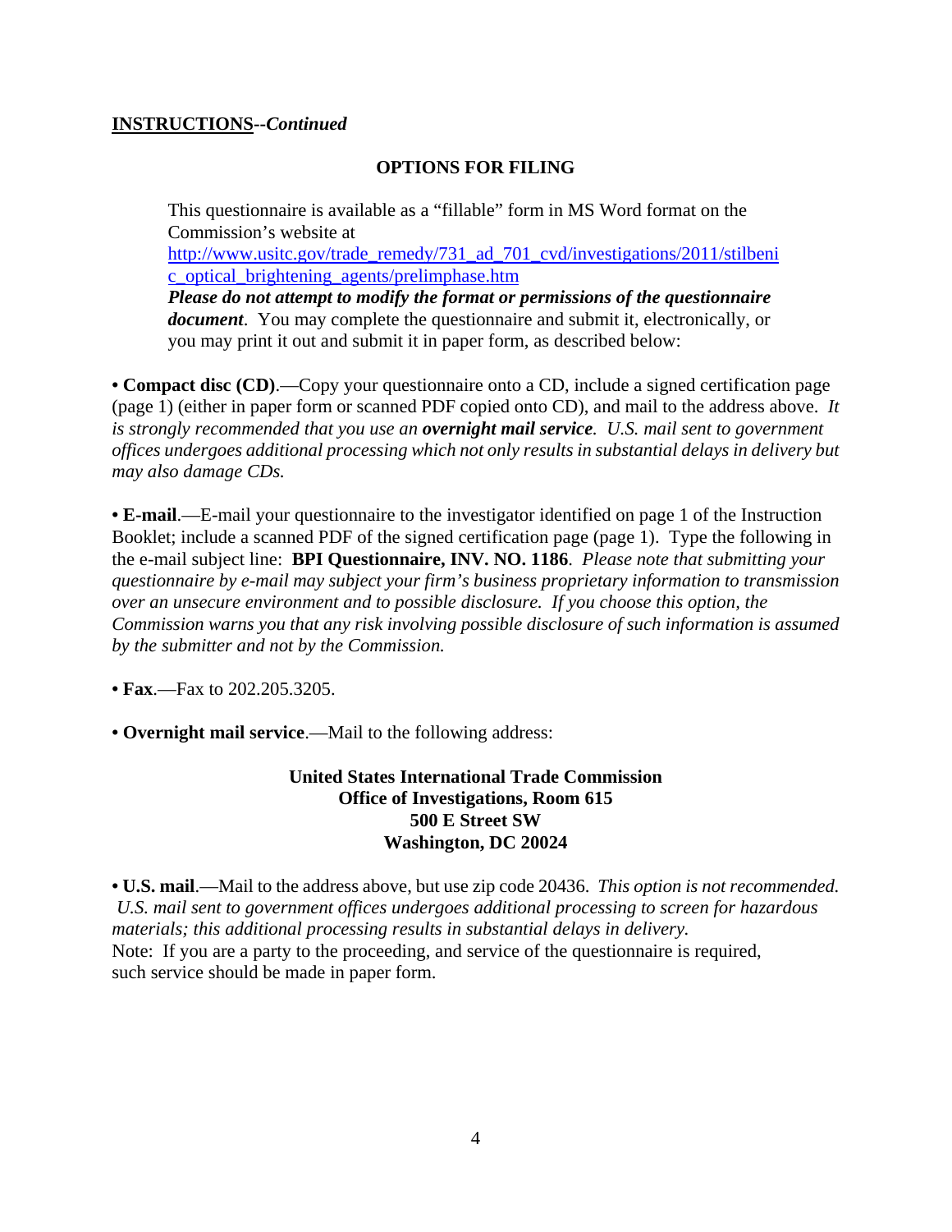**INSTRUCTIONS**--*Continued*

## OPTIONS FOR FILING

This questionnaire is available as a "fillable" form in MS Word format on the Commission's website at http://www.usitc.gov/trade_remedy/731_ad_701_cvd/investigations/2011/stilbenic_optical_brightening_agents/prelimphase.htm
***Please do not attempt to modify the format or permissions of the questionnaire document***. You may complete the questionnaire and submit it, electronically, or you may print it out and submit it in paper form, as described below:

• **Compact disc (CD)**.—Copy your questionnaire onto a CD, include a signed certification page (page 1) (either in paper form or scanned PDF copied onto CD), and mail to the address above. *It is strongly recommended that you use an* ***overnight mail service****. U.S. mail sent to government offices undergoes additional processing which not only results in substantial delays in delivery but may also damage CDs.*

• **E-mail**.—E-mail your questionnaire to the investigator identified on page 1 of the Instruction Booklet; include a scanned PDF of the signed certification page (page 1). Type the following in the e-mail subject line: **BPI Questionnaire, INV. NO. 1186**. *Please note that submitting your questionnaire by e-mail may subject your firm's business proprietary information to transmission over an unsecure environment and to possible disclosure. If you choose this option, the Commission warns you that any risk involving possible disclosure of such information is assumed by the submitter and not by the Commission.*

• **Fax**.—Fax to 202.205.3205.

• **Overnight mail service**.—Mail to the following address:

**United States International Trade Commission**
**Office of Investigations, Room 615**
**500 E Street SW**
**Washington, DC 20024**

• **U.S. mail**.—Mail to the address above, but use zip code 20436. *This option is not recommended. U.S. mail sent to government offices undergoes additional processing to screen for hazardous materials; this additional processing results in substantial delays in delivery.*
Note: If you are a party to the proceeding, and service of the questionnaire is required, such service should be made in paper form.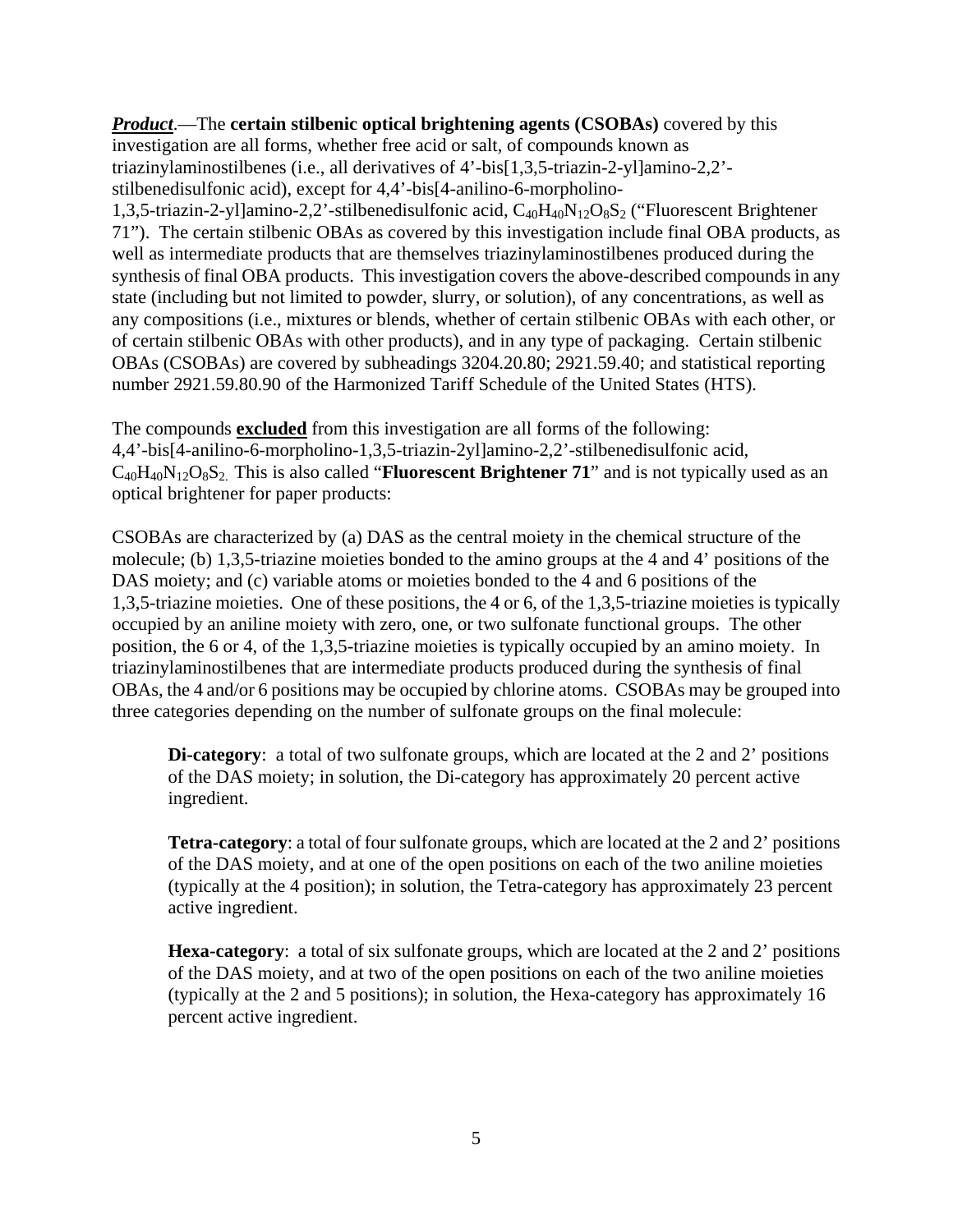***Product***.—The **certain stilbenic optical brightening agents (CSOBAs)** covered by this investigation are all forms, whether free acid or salt, of compounds known as triazinylaminostilbenes (i.e., all derivatives of 4'-bis[1,3,5-triazin-2-yl]amino-2,2'-stilbenedisulfonic acid), except for 4,4'-bis[4-anilino-6-morpholino-1,3,5-triazin-2-yl]amino-2,2'-stilbenedisulfonic acid, $C_{40}H_{40}N_{12}O_8S_2$ ("Fluorescent Brightener 71"). The certain stilbenic OBAs as covered by this investigation include final OBA products, as well as intermediate products that are themselves triazinylaminostilbenes produced during the synthesis of final OBA products. This investigation covers the above-described compounds in any state (including but not limited to powder, slurry, or solution), of any concentrations, as well as any compositions (i.e., mixtures or blends, whether of certain stilbenic OBAs with each other, or of certain stilbenic OBAs with other products), and in any type of packaging. Certain stilbenic OBAs (CSOBAs) are covered by subheadings 3204.20.80; 2921.59.40; and statistical reporting number 2921.59.80.90 of the Harmonized Tariff Schedule of the United States (HTS).

The compounds **excluded** from this investigation are all forms of the following: 4,4'-bis[4-anilino-6-morpholino-1,3,5-triazin-2yl]amino-2,2'-stilbenedisulfonic acid, $C_{40}H_{40}N_{12}O_8S_2$. This is also called "**Fluorescent Brightener 71**" and is not typically used as an optical brightener for paper products:

CSOBAs are characterized by (a) DAS as the central moiety in the chemical structure of the molecule; (b) 1,3,5-triazine moieties bonded to the amino groups at the 4 and 4' positions of the DAS moiety; and (c) variable atoms or moieties bonded to the 4 and 6 positions of the 1,3,5-triazine moieties. One of these positions, the 4 or 6, of the 1,3,5-triazine moieties is typically occupied by an aniline moiety with zero, one, or two sulfonate functional groups. The other position, the 6 or 4, of the 1,3,5-triazine moieties is typically occupied by an amino moiety. In triazinylaminostilbenes that are intermediate products produced during the synthesis of final OBAs, the 4 and/or 6 positions may be occupied by chlorine atoms. CSOBAs may be grouped into three categories depending on the number of sulfonate groups on the final molecule:

> **Di-category**: a total of two sulfonate groups, which are located at the 2 and 2' positions of the DAS moiety; in solution, the Di-category has approximately 20 percent active ingredient.
>
> **Tetra-category**: a total of four sulfonate groups, which are located at the 2 and 2' positions of the DAS moiety, and at one of the open positions on each of the two aniline moieties (typically at the 4 position); in solution, the Tetra-category has approximately 23 percent active ingredient.
>
> **Hexa-category**: a total of six sulfonate groups, which are located at the 2 and 2' positions of the DAS moiety, and at two of the open positions on each of the two aniline moieties (typically at the 2 and 5 positions); in solution, the Hexa-category has approximately 16 percent active ingredient.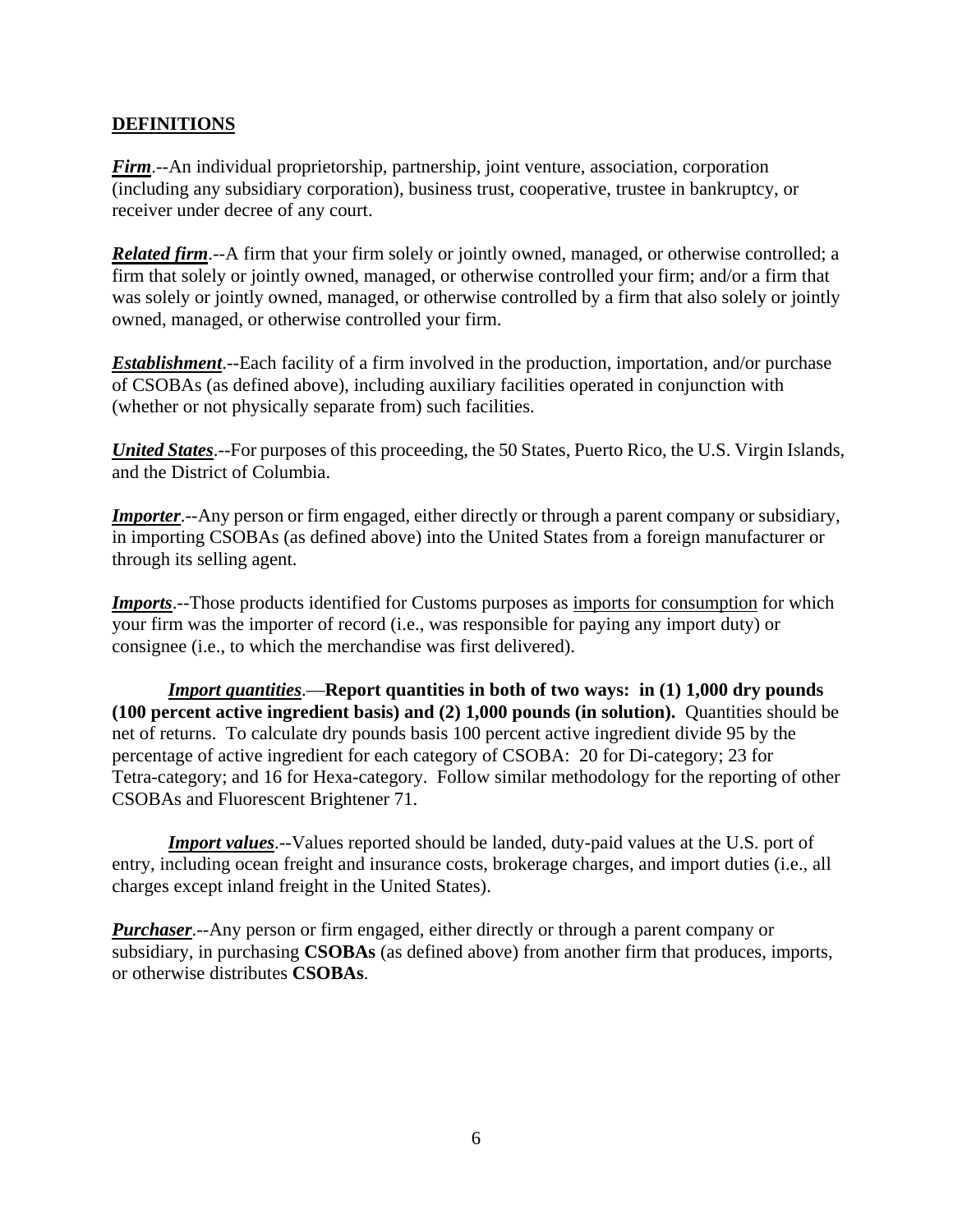## DEFINITIONS

***Firm***.--An individual proprietorship, partnership, joint venture, association, corporation (including any subsidiary corporation), business trust, cooperative, trustee in bankruptcy, or receiver under decree of any court.

***Related firm***.--A firm that your firm solely or jointly owned, managed, or otherwise controlled; a firm that solely or jointly owned, managed, or otherwise controlled your firm; and/or a firm that was solely or jointly owned, managed, or otherwise controlled by a firm that also solely or jointly owned, managed, or otherwise controlled your firm.

***Establishment***.--Each facility of a firm involved in the production, importation, and/or purchase of CSOBAs (as defined above), including auxiliary facilities operated in conjunction with (whether or not physically separate from) such facilities.

***United States***.--For purposes of this proceeding, the 50 States, Puerto Rico, the U.S. Virgin Islands, and the District of Columbia.

***Importer***.--Any person or firm engaged, either directly or through a parent company or subsidiary, in importing CSOBAs (as defined above) into the United States from a foreign manufacturer or through its selling agent.

***Imports***.--Those products identified for Customs purposes as imports for consumption for which your firm was the importer of record (i.e., was responsible for paying any import duty) or consignee (i.e., to which the merchandise was first delivered).

***Import quantities***.—**Report quantities in both of two ways: in (1) 1,000 dry pounds (100 percent active ingredient basis) and (2) 1,000 pounds (in solution).** Quantities should be net of returns. To calculate dry pounds basis 100 percent active ingredient divide 95 by the percentage of active ingredient for each category of CSOBA: 20 for Di-category; 23 for Tetra-category; and 16 for Hexa-category. Follow similar methodology for the reporting of other CSOBAs and Fluorescent Brightener 71.

***Import values***.--Values reported should be landed, duty-paid values at the U.S. port of entry, including ocean freight and insurance costs, brokerage charges, and import duties (i.e., all charges except inland freight in the United States).

***Purchaser***.--Any person or firm engaged, either directly or through a parent company or subsidiary, in purchasing **CSOBAs** (as defined above) from another firm that produces, imports, or otherwise distributes **CSOBAs**.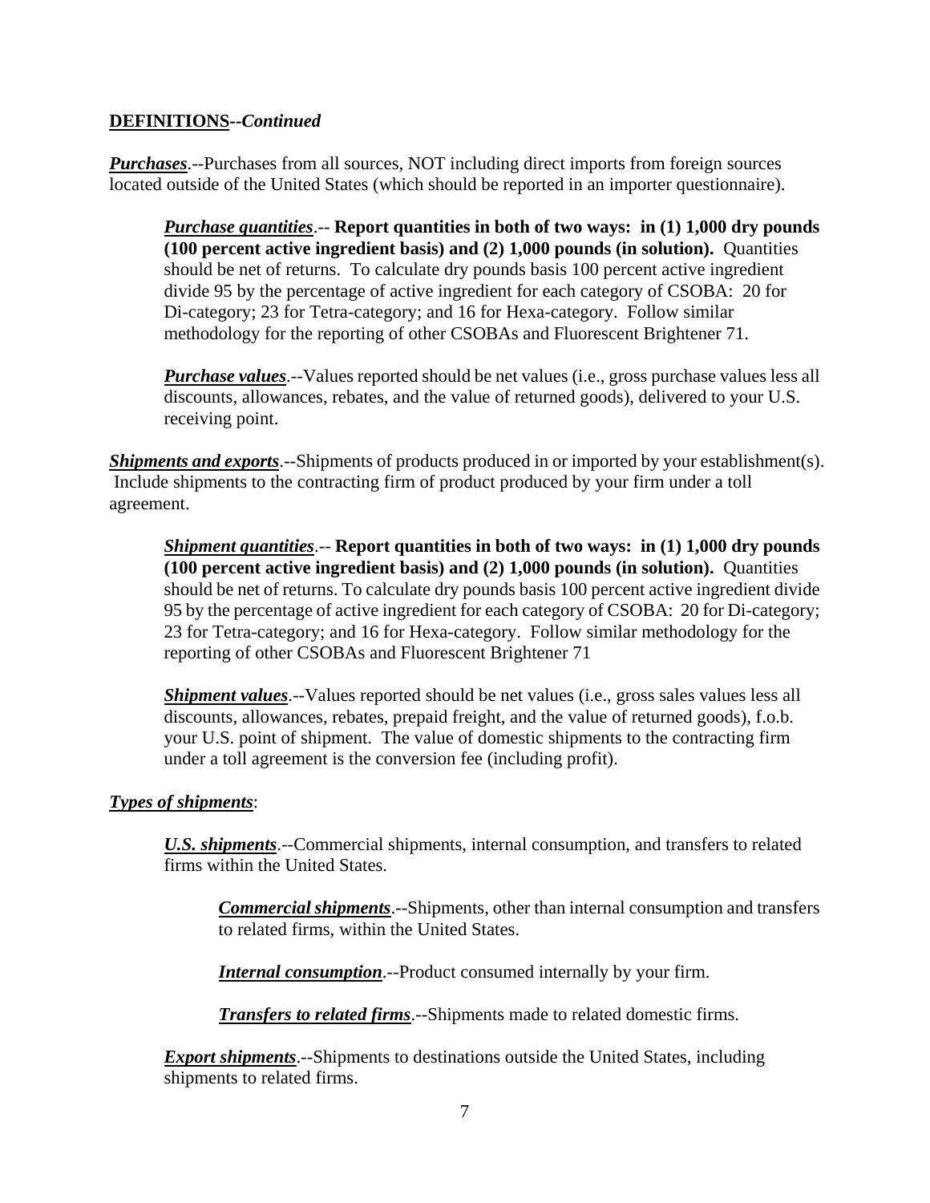**DEFINITIONS--*Continued***

***Purchases***.--Purchases from all sources, NOT including direct imports from foreign sources located outside of the United States (which should be reported in an importer questionnaire).

> ***Purchase quantities***.-- **Report quantities in both of two ways: in (1) 1,000 dry pounds (100 percent active ingredient basis) and (2) 1,000 pounds (in solution).** Quantities should be net of returns. To calculate dry pounds basis 100 percent active ingredient divide 95 by the percentage of active ingredient for each category of CSOBA: 20 for Di-category; 23 for Tetra-category; and 16 for Hexa-category. Follow similar methodology for the reporting of other CSOBAs and Fluorescent Brightener 71.
>
> ***Purchase values***.--Values reported should be net values (i.e., gross purchase values less all discounts, allowances, rebates, and the value of returned goods), delivered to your U.S. receiving point.

***Shipments and exports***.--Shipments of products produced in or imported by your establishment(s). Include shipments to the contracting firm of product produced by your firm under a toll agreement.

> ***Shipment quantities***.-- **Report quantities in both of two ways: in (1) 1,000 dry pounds (100 percent active ingredient basis) and (2) 1,000 pounds (in solution).** Quantities should be net of returns. To calculate dry pounds basis 100 percent active ingredient divide 95 by the percentage of active ingredient for each category of CSOBA: 20 for Di-category; 23 for Tetra-category; and 16 for Hexa-category. Follow similar methodology for the reporting of other CSOBAs and Fluorescent Brightener 71
>
> ***Shipment values***.--Values reported should be net values (i.e., gross sales values less all discounts, allowances, rebates, prepaid freight, and the value of returned goods), f.o.b. your U.S. point of shipment. The value of domestic shipments to the contracting firm under a toll agreement is the conversion fee (including profit).

***Types of shipments***:

> ***U.S. shipments***.--Commercial shipments, internal consumption, and transfers to related firms within the United States.
>
> > ***Commercial shipments***.--Shipments, other than internal consumption and transfers to related firms, within the United States.
> >
> > ***Internal consumption***.--Product consumed internally by your firm.
> >
> > ***Transfers to related firms***.--Shipments made to related domestic firms.
>
> ***Export shipments***.--Shipments to destinations outside the United States, including shipments to related firms.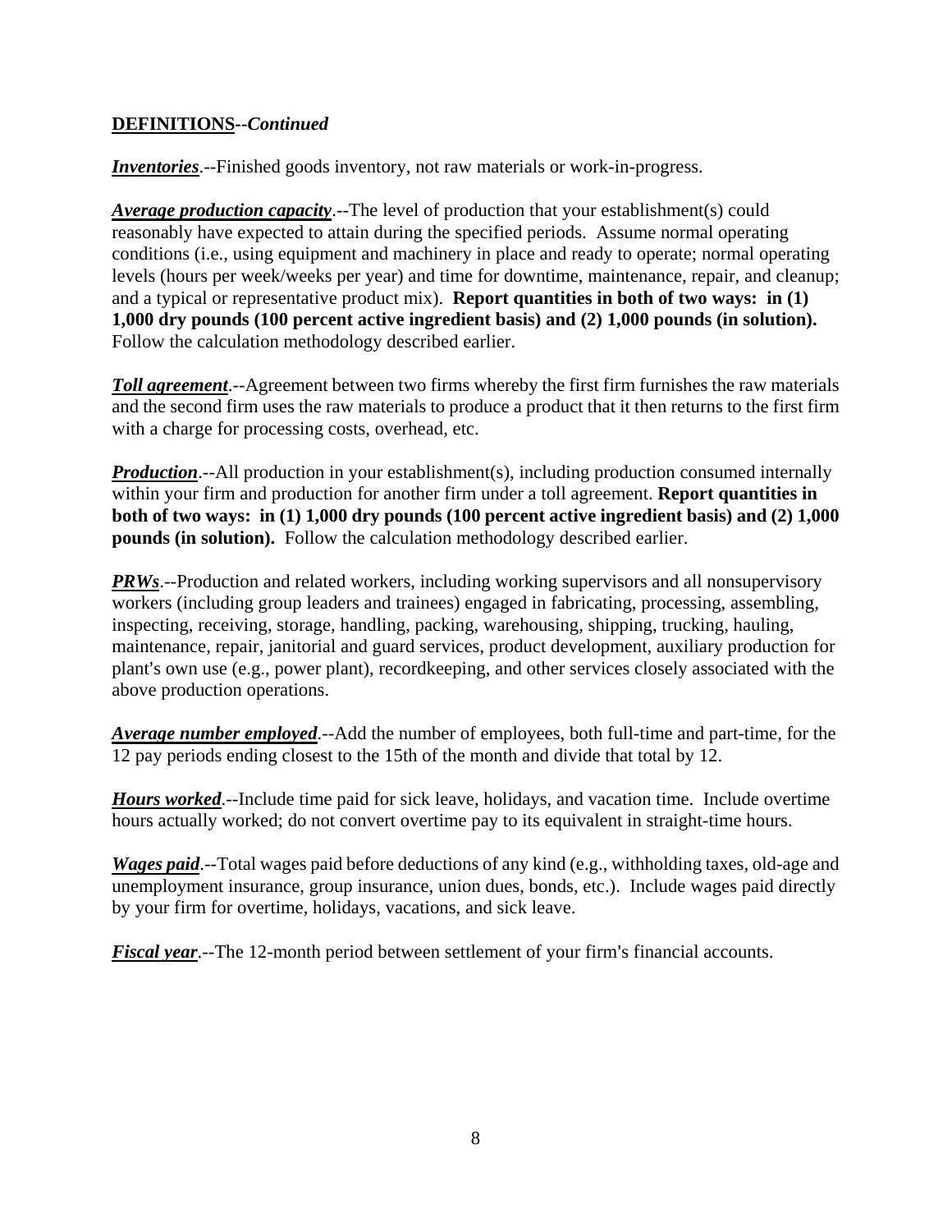**DEFINITIONS--*Continued***

***Inventories***.--Finished goods inventory, not raw materials or work-in-progress.

***Average production capacity***.--The level of production that your establishment(s) could reasonably have expected to attain during the specified periods. Assume normal operating conditions (i.e., using equipment and machinery in place and ready to operate; normal operating levels (hours per week/weeks per year) and time for downtime, maintenance, repair, and cleanup; and a typical or representative product mix). **Report quantities in both of two ways: in (1) 1,000 dry pounds (100 percent active ingredient basis) and (2) 1,000 pounds (in solution).** Follow the calculation methodology described earlier.

***Toll agreement***.--Agreement between two firms whereby the first firm furnishes the raw materials and the second firm uses the raw materials to produce a product that it then returns to the first firm with a charge for processing costs, overhead, etc.

***Production***.--All production in your establishment(s), including production consumed internally within your firm and production for another firm under a toll agreement. **Report quantities in both of two ways: in (1) 1,000 dry pounds (100 percent active ingredient basis) and (2) 1,000 pounds (in solution).** Follow the calculation methodology described earlier.

***PRWs***.--Production and related workers, including working supervisors and all nonsupervisory workers (including group leaders and trainees) engaged in fabricating, processing, assembling, inspecting, receiving, storage, handling, packing, warehousing, shipping, trucking, hauling, maintenance, repair, janitorial and guard services, product development, auxiliary production for plant's own use (e.g., power plant), recordkeeping, and other services closely associated with the above production operations.

***Average number employed***.--Add the number of employees, both full-time and part-time, for the 12 pay periods ending closest to the 15th of the month and divide that total by 12.

***Hours worked***.--Include time paid for sick leave, holidays, and vacation time. Include overtime hours actually worked; do not convert overtime pay to its equivalent in straight-time hours.

***Wages paid***.--Total wages paid before deductions of any kind (e.g., withholding taxes, old-age and unemployment insurance, group insurance, union dues, bonds, etc.). Include wages paid directly by your firm for overtime, holidays, vacations, and sick leave.

***Fiscal year***.--The 12-month period between settlement of your firm's financial accounts.